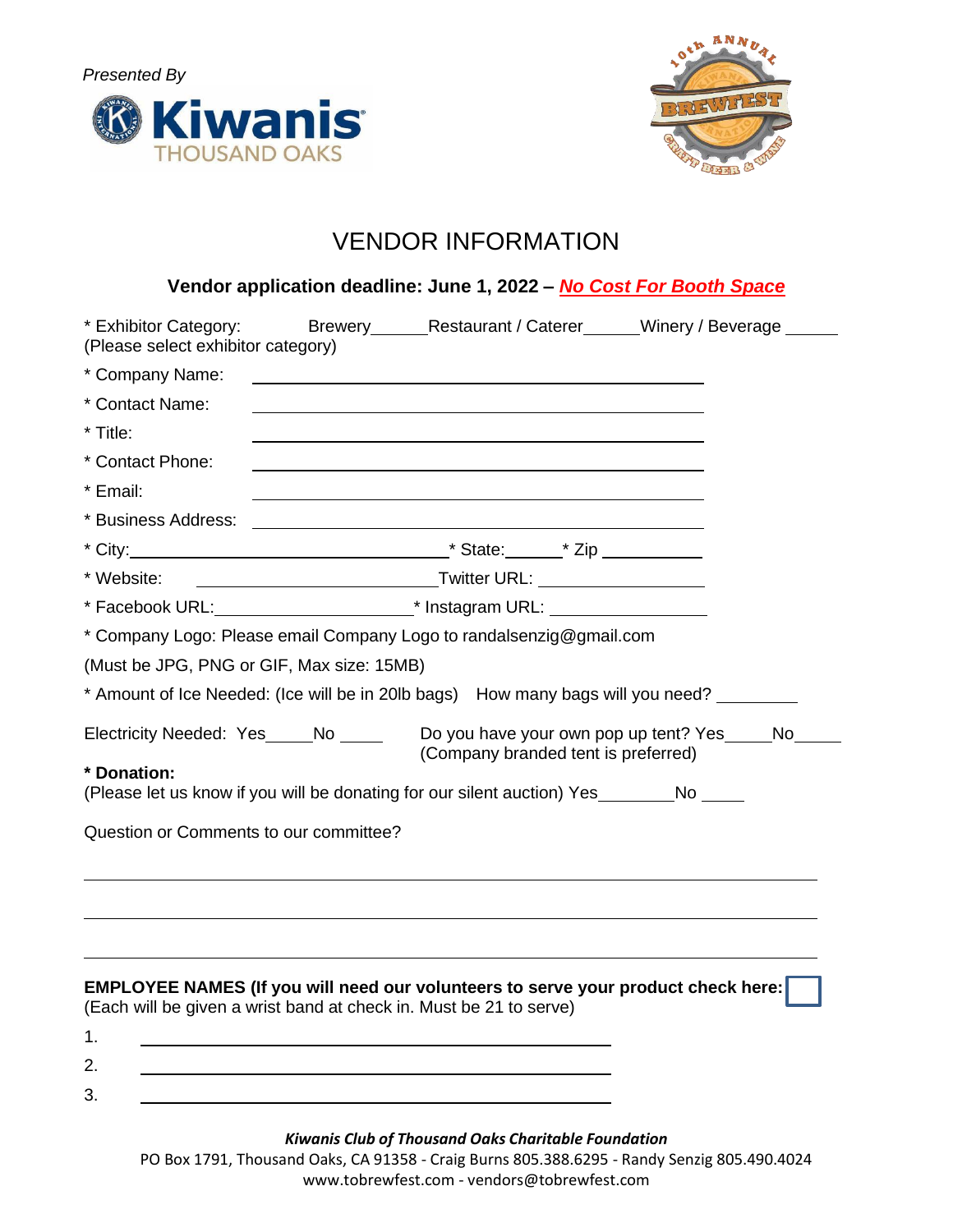*Presented By*

Kiwanis
THOUSAND OAKS

10th ANNUAL BREWFEST CRAFT BEER & WINE

# VENDOR INFORMATION

**Vendor application deadline: June 1, 2022 – *No Cost For Booth Space***

* Exhibitor Category: Brewery______ Restaurant / Caterer______ Winery / Beverage ______
(Please select exhibitor category)

* Company Name: ______________________________

* Contact Name: ______________________________

* Title: ______________________________

* Contact Phone: ______________________________

* Email: ______________________________

* Business Address: ______________________________

* City: ______________________ * State: ______ * Zip ___________

* Website: ______________________ Twitter URL: __________________

* Facebook URL: ______________________ * Instagram URL: __________________

* Company Logo: Please email Company Logo to randalsenzig@gmail.com

(Must be JPG, PNG or GIF, Max size: 15MB)

* Amount of Ice Needed: (Ice will be in 20lb bags) How many bags will you need? _________

Electricity Needed: Yes_____ No _____

Do you have your own pop up tent? Yes_____ No_____
(Company branded tent is preferred)

**\* Donation:**
(Please let us know if you will be donating for our silent auction) Yes________ No _____

Question or Comments to our committee?

______________________________________________________________

______________________________________________________________

______________________________________________________________

**EMPLOYEE NAMES (If you will need our volunteers to serve your product check here:** ☐
(Each will be given a wrist band at check in. Must be 21 to serve)

1. ______________________________
2. ______________________________
3. ______________________________

***Kiwanis Club of Thousand Oaks Charitable Foundation***
PO Box 1791, Thousand Oaks, CA 91358 - Craig Burns 805.388.6295 - Randy Senzig 805.490.4024
www.tobrewfest.com - vendors@tobrewfest.com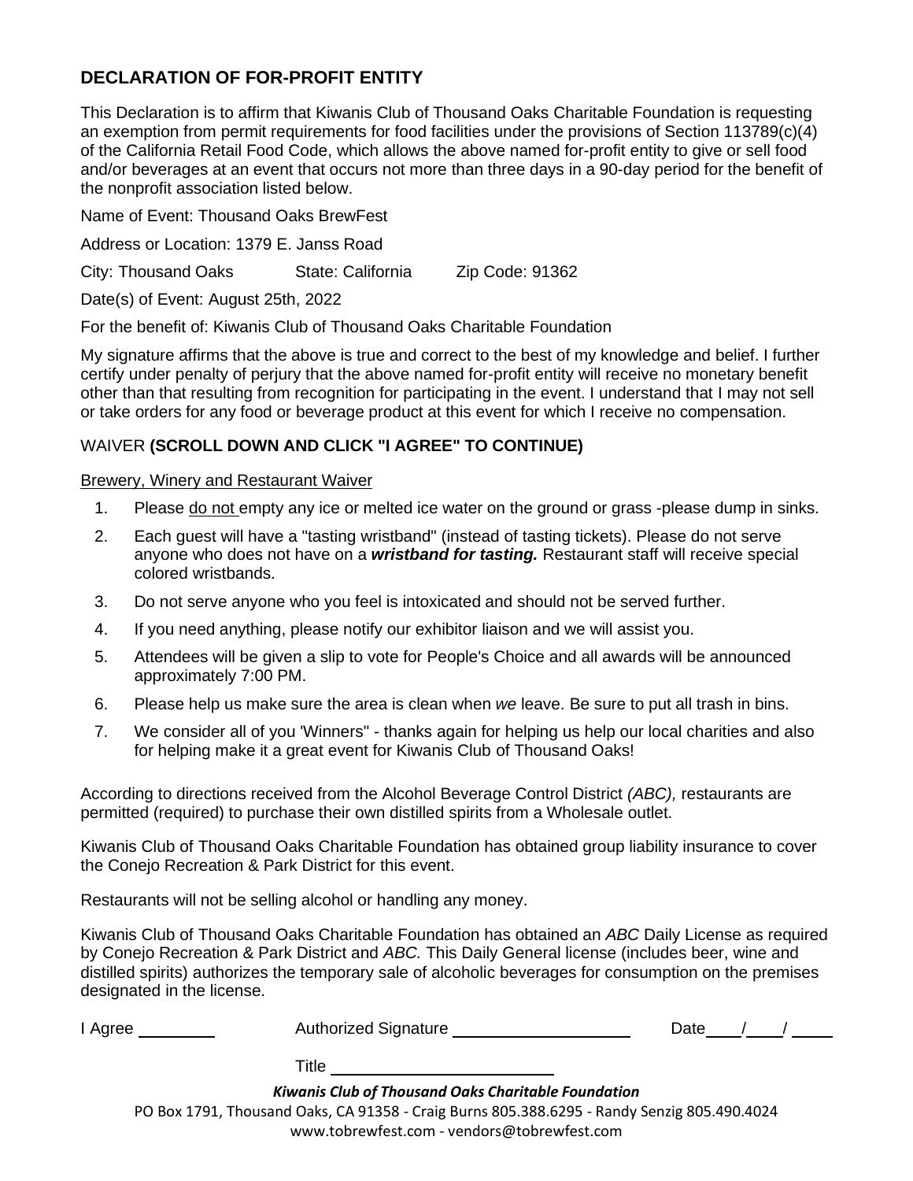## DECLARATION OF FOR-PROFIT ENTITY

This Declaration is to affirm that Kiwanis Club of Thousand Oaks Charitable Foundation is requesting an exemption from permit requirements for food facilities under the provisions of Section 113789(c)(4) of the California Retail Food Code, which allows the above named for-profit entity to give or sell food and/or beverages at an event that occurs not more than three days in a 90-day period for the benefit of the nonprofit association listed below.

Name of Event: Thousand Oaks BrewFest

Address or Location: 1379 E. Janss Road

City: Thousand Oaks State: California Zip Code: 91362

Date(s) of Event: August 25th, 2022

For the benefit of: Kiwanis Club of Thousand Oaks Charitable Foundation

My signature affirms that the above is true and correct to the best of my knowledge and belief. I further certify under penalty of perjury that the above named for-profit entity will receive no monetary benefit other than that resulting from recognition for participating in the event. I understand that I may not sell or take orders for any food or beverage product at this event for which I receive no compensation.

WAIVER **(SCROLL DOWN AND CLICK "I AGREE" TO CONTINUE)**

Brewery, Winery and Restaurant Waiver

1. Please do not empty any ice or melted ice water on the ground or grass -please dump in sinks.
2. Each guest will have a "tasting wristband" (instead of tasting tickets). Please do not serve anyone who does not have on a ***wristband for tasting.*** Restaurant staff will receive special colored wristbands.
3. Do not serve anyone who you feel is intoxicated and should not be served further.
4. If you need anything, please notify our exhibitor liaison and we will assist you.
5. Attendees will be given a slip to vote for People's Choice and all awards will be announced approximately 7:00 PM.
6. Please help us make sure the area is clean when *we* leave. Be sure to put all trash in bins.
7. We consider all of you 'Winners" - thanks again for helping us help our local charities and also for helping make it a great event for Kiwanis Club of Thousand Oaks!

According to directions received from the Alcohol Beverage Control District *(ABC),* restaurants are permitted (required) to purchase their own distilled spirits from a Wholesale outlet.

Kiwanis Club of Thousand Oaks Charitable Foundation has obtained group liability insurance to cover the Conejo Recreation & Park District for this event.

Restaurants will not be selling alcohol or handling any money.

Kiwanis Club of Thousand Oaks Charitable Foundation has obtained an *ABC* Daily License as required by Conejo Recreation & Park District and *ABC.* This Daily General license (includes beer, wine and distilled spirits) authorizes the temporary sale of alcoholic beverages for consumption on the premises designated in the license.

I Agree ________ Authorized Signature ____________________ Date____/____/____

Title __________________________

***Kiwanis Club of Thousand Oaks Charitable Foundation***

PO Box 1791, Thousand Oaks, CA 91358 - Craig Burns 805.388.6295 - Randy Senzig 805.490.4024

www.tobrewfest.com - vendors@tobrewfest.com